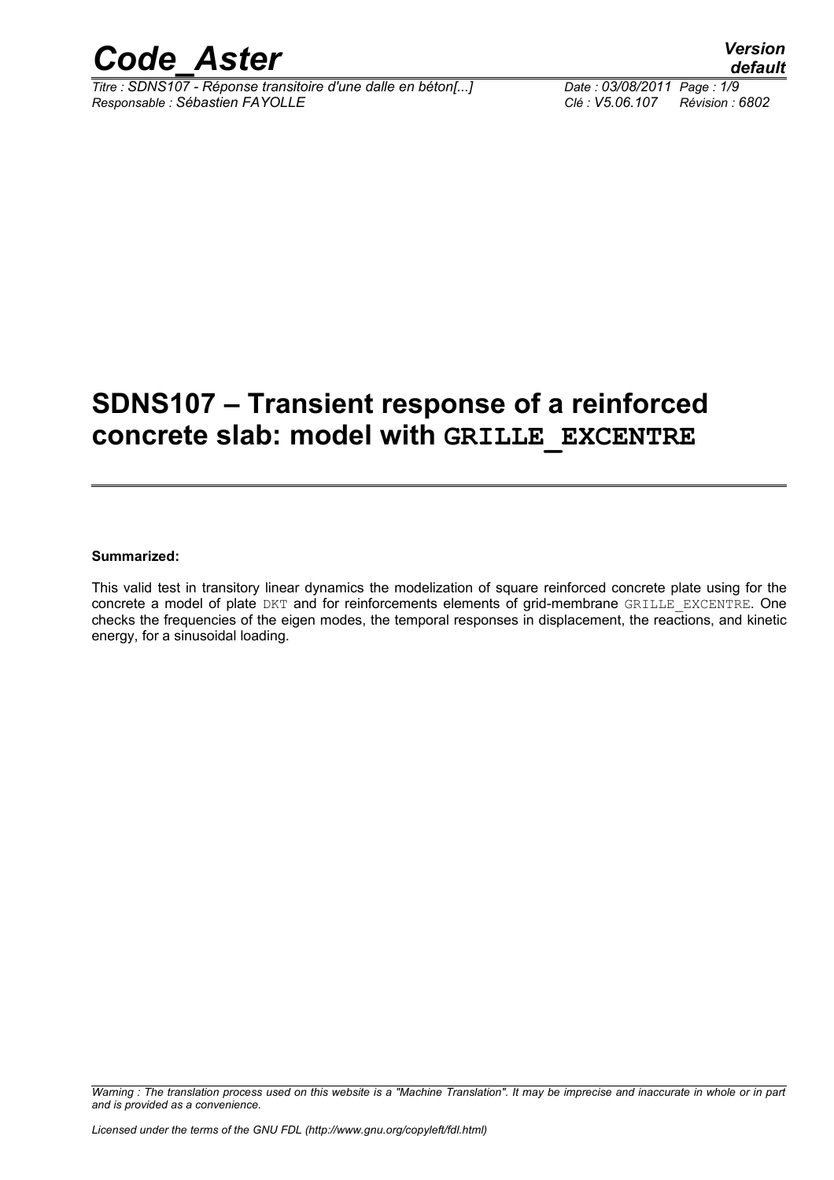# SDNS107 – Transient response of a reinforced concrete slab: model with GRILLE_EXCENTRE

**Summarized:**

This valid test in transitory linear dynamics the modelization of square reinforced concrete plate using for the concrete a model of plate DKT and for reinforcements elements of grid-membrane GRILLE_EXCENTRE. One checks the frequencies of the eigen modes, the temporal responses in displacement, the reactions, and kinetic energy, for a sinusoidal loading.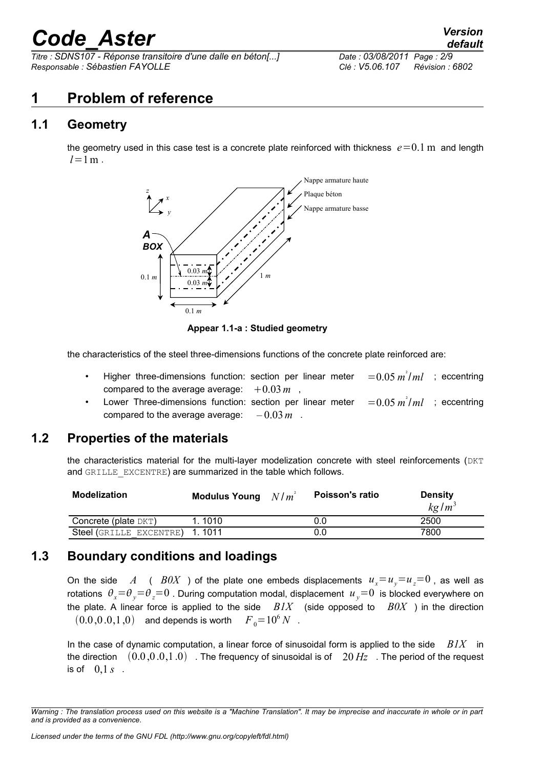# 1 Problem of reference

## 1.1 Geometry

the geometry used in this case test is a concrete plate reinforced with thickness $e=0.1\ \mathrm{m}$ and length $l=1\ \mathrm{m}$.

**Appear 1.1-a : Studied geometry**

the characteristics of the steel three-dimensions functions of the concrete plate reinforced are:

- Higher three-dimensions function: section per linear meter $=0.05\ m^2/ml$ ; eccentring compared to the average average: $+0.03\ m$ ,
- Lower Three-dimensions function: section per linear meter $=0.05\ m^2/ml$ ; eccentring compared to the average average: $-0.03\ m$ .

## 1.2 Properties of the materials

the characteristics material for the multi-layer modelization concrete with steel reinforcements (DKT and GRILLE_EXCENTRE) are summarized in the table which follows.

| Modelization | Modulus Young $N/m^2$ | Poisson's ratio | Density $kg/m^3$ |
|---|---|---|---|
| Concrete (plate DKT) | 1. 1010 | 0.0 | 2500 |
| Steel (GRILLE_EXCENTRE) | 1. 1011 | 0.0 | 7800 |

## 1.3 Boundary conditions and loadings

On the side $A$ ( $B0X$ ) of the plate one embeds displacements $u_x=u_y=u_z=0$ , as well as rotations $\theta_x=\theta_y=\theta_z=0$ . During computation modal, displacement $u_y=0$ is blocked everywhere on the plate. A linear force is applied to the side $B1X$ (side opposed to $B0X$ ) in the direction $(0.0,0.0,1,0)$ and depends is worth $F_0=10^6\ N$ .

In the case of dynamic computation, a linear force of sinusoidal form is applied to the side $B1X$ in the direction $(0.0,0.0,1.0)$ . The frequency of sinusoidal is of $20\ Hz$ . The period of the request is of $0{,}1\ s$ .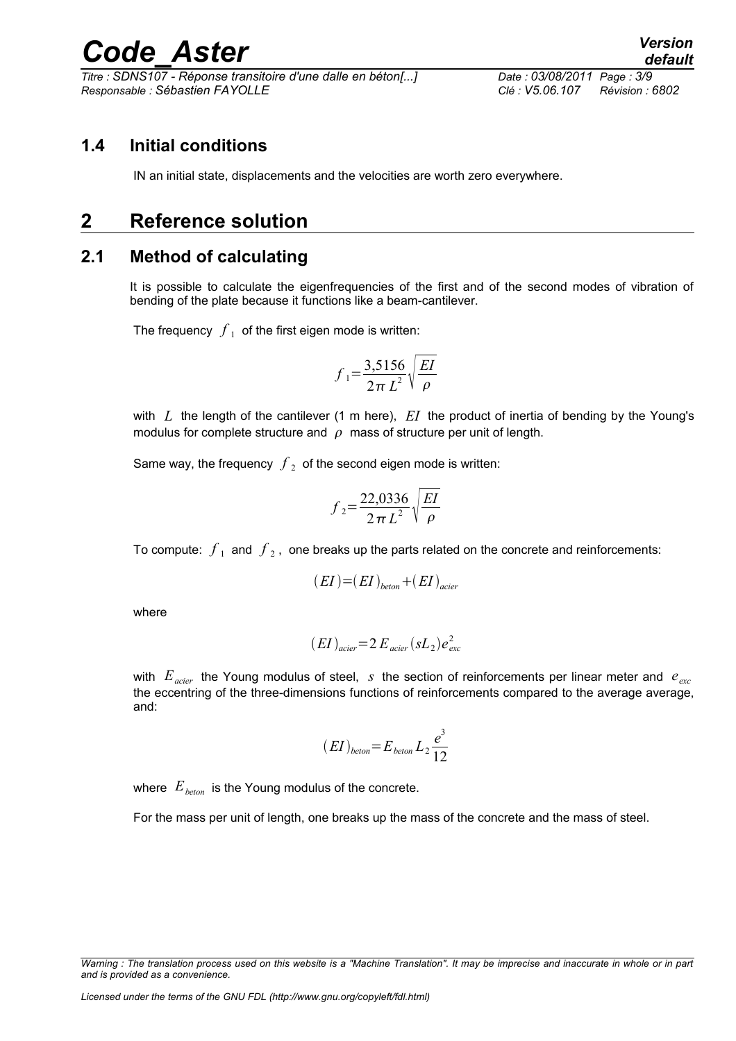## 1.4 Initial conditions

IN an initial state, displacements and the velocities are worth zero everywhere.

# 2 Reference solution

## 2.1 Method of calculating

It is possible to calculate the eigenfrequencies of the first and of the second modes of vibration of bending of the plate because it functions like a beam-cantilever.

The frequency $f_1$ of the first eigen mode is written:

$$f_1 = \frac{3{,}5156}{2\pi L^2}\sqrt{\frac{EI}{\rho}}$$

with $L$ the length of the cantilever (1 m here), $EI$ the product of inertia of bending by the Young's modulus for complete structure and $\rho$ mass of structure per unit of length.

Same way, the frequency $f_2$ of the second eigen mode is written:

$$f_2 = \frac{22{,}0336}{2\pi L^2}\sqrt{\frac{EI}{\rho}}$$

To compute: $f_1$ and $f_2$, one breaks up the parts related on the concrete and reinforcements:

$$(EI) = (EI)_{beton} + (EI)_{acier}$$

where

$$(EI)_{acier} = 2\,E_{acier}(sL_2)e_{exc}^2$$

with $E_{acier}$ the Young modulus of steel, $s$ the section of reinforcements per linear meter and $e_{exc}$ the eccentring of the three-dimensions functions of reinforcements compared to the average average, and:

$$(EI)_{beton} = E_{beton} L_2 \frac{e^3}{12}$$

where $E_{beton}$ is the Young modulus of the concrete.

For the mass per unit of length, one breaks up the mass of the concrete and the mass of steel.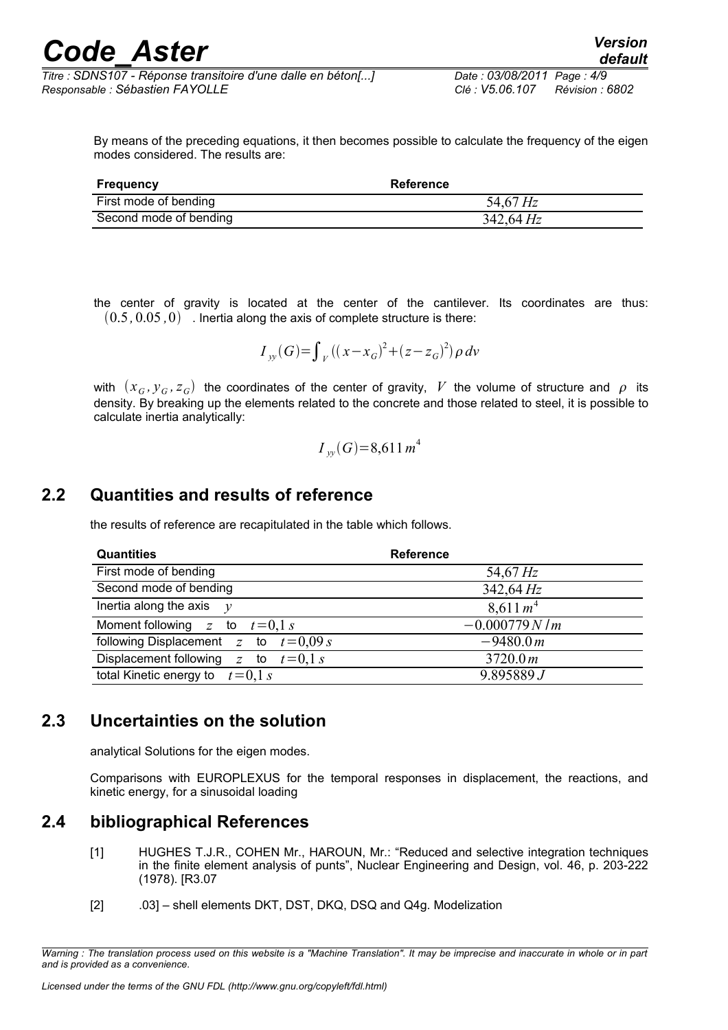By means of the preceding equations, it then becomes possible to calculate the frequency of the eigen modes considered. The results are:

| Frequency | Reference |
|---|---|
| First mode of bending | 54,67 $Hz$ |
| Second mode of bending | 342,64 $Hz$ |

the center of gravity is located at the center of the cantilever. Its coordinates are thus: $(0.5, 0.05, 0)$ . Inertia along the axis of complete structure is there:

$$I_{yy}(G) = \int_V \left( (x - x_G)^2 + (z - z_G)^2 \right) \rho \, dv$$

with $(x_G, y_G, z_G)$ the coordinates of the center of gravity, $V$ the volume of structure and $\rho$ its density. By breaking up the elements related to the concrete and those related to steel, it is possible to calculate inertia analytically:

$$I_{yy}(G) = 8{,}611 \, m^4$$

## 2.2 Quantities and results of reference

the results of reference are recapitulated in the table which follows.

| Quantities | Reference |
|---|---|
| First mode of bending | 54,67 $Hz$ |
| Second mode of bending | 342,64 $Hz$ |
| Inertia along the axis $y$ | 8,611 $m^4$ |
| Moment following $z$ to $t=0{,}1\,s$ | $-0.000779\,N/m$ |
| following Displacement $z$ to $t=0{,}09\,s$ | $-9480.0\,m$ |
| Displacement following $z$ to $t=0{,}1\,s$ | $3720.0\,m$ |
| total Kinetic energy to $t=0{,}1\,s$ | $9.895889\,J$ |

## 2.3 Uncertainties on the solution

analytical Solutions for the eigen modes.

Comparisons with EUROPLEXUS for the temporal responses in displacement, the reactions, and kinetic energy, for a sinusoidal loading

## 2.4 bibliographical References

[1] HUGHES T.J.R., COHEN Mr., HAROUN, Mr.: "Reduced and selective integration techniques in the finite element analysis of punts", Nuclear Engineering and Design, vol. 46, p. 203-222 (1978). [R3.07

[2] .03] – shell elements DKT, DST, DKQ, DSQ and Q4g. Modelization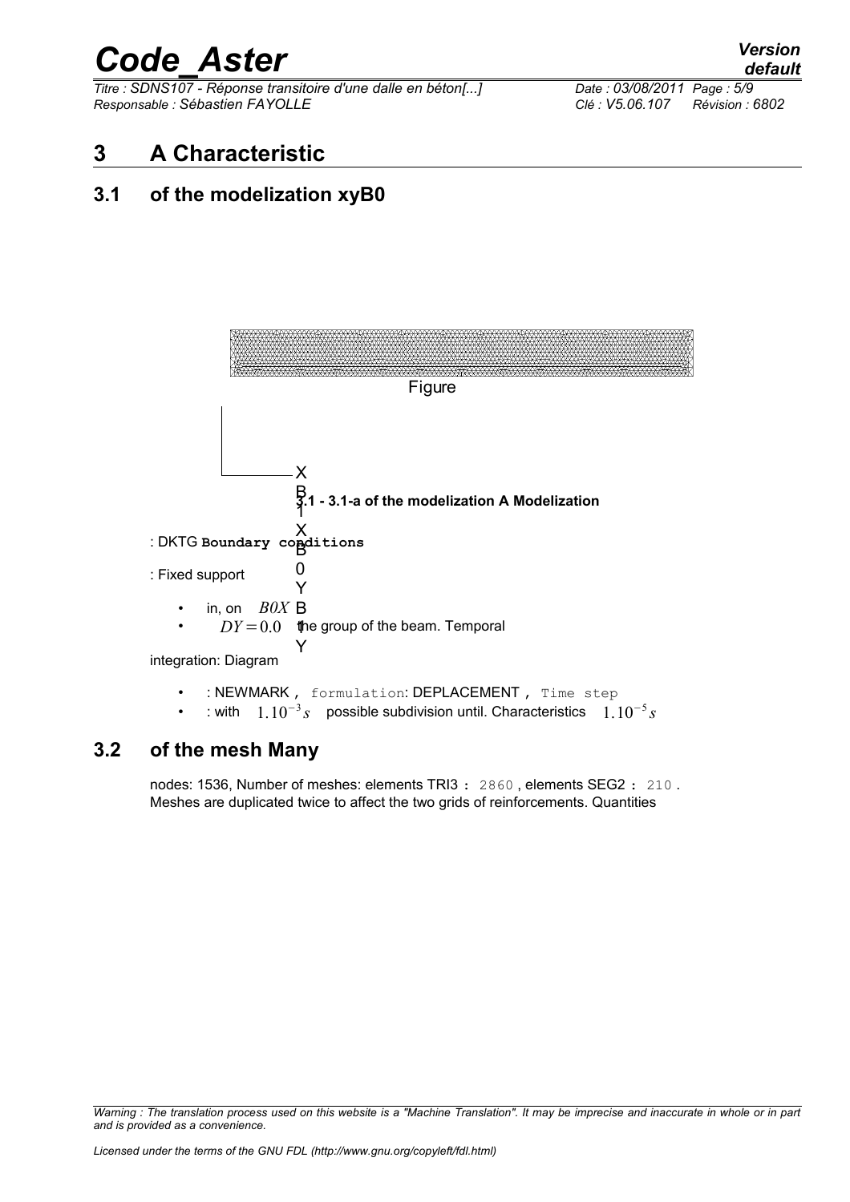# 3 A Characteristic

## 3.1 of the modelization xyB0

Figure

X
B
3.1 - 3.1-a of the modelization A Modelization
1
X

: DKTG **Boundary conditions**
B
0
: Fixed support
Y

- in, on $B0X$ B
- $DY = 0.0$ the group of the beam. Temporal
1
Y

integration: Diagram

- : NEWMARK , formulation: DEPLACEMENT , Time step
- : with $1.10^{-3} s$ possible subdivision until. Characteristics $1.10^{-5} s$

## 3.2 of the mesh Many

nodes: 1536, Number of meshes: elements TRI3 : 2860 , elements SEG2 : 210 . Meshes are duplicated twice to affect the two grids of reinforcements. Quantities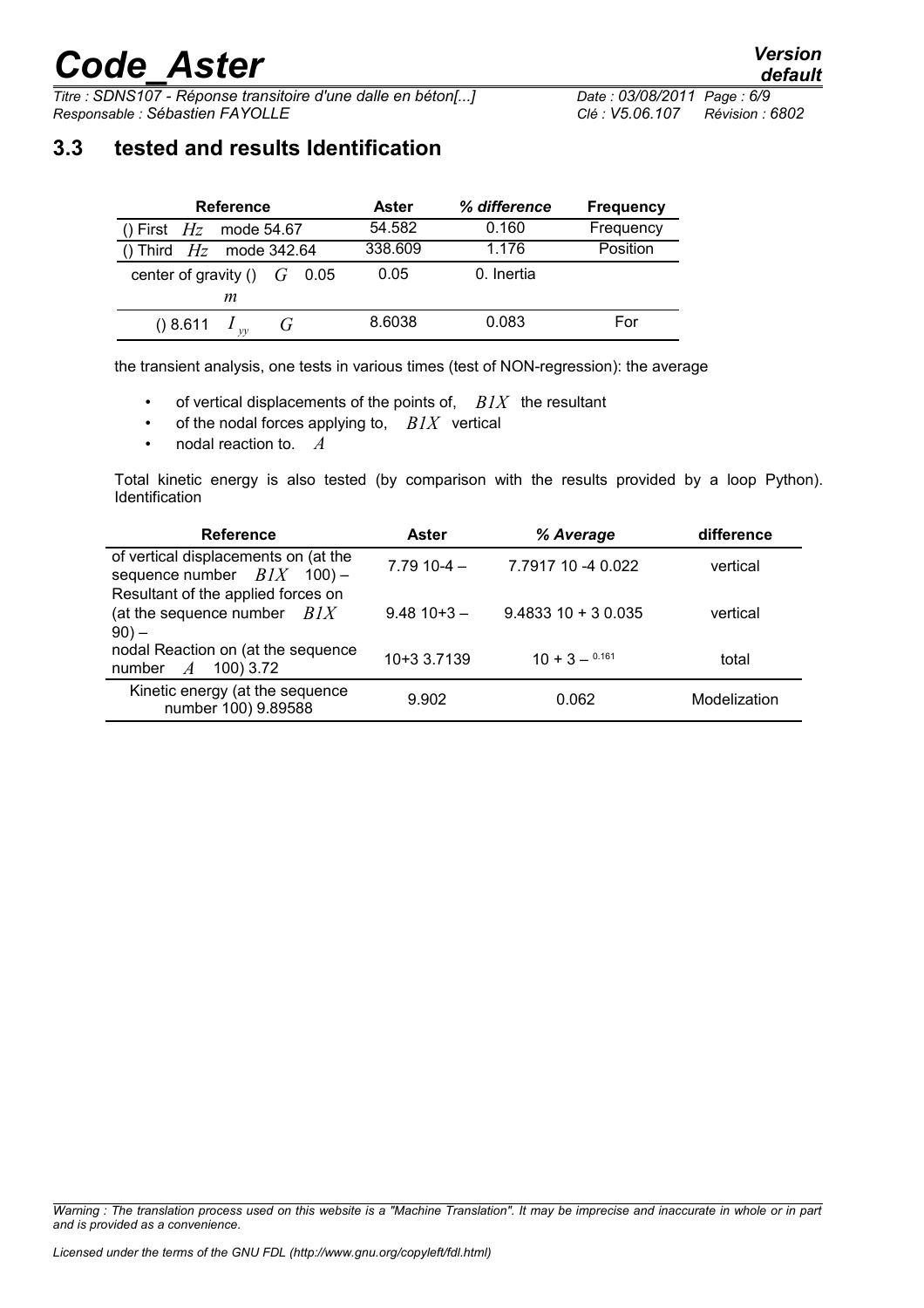## 3.3 tested and results Identification

| Reference | Aster | % difference | Frequency |
|---|---|---|---|
| () First $Hz$ mode 54.67 | 54.582 | 0.160 | Frequency |
| () Third $Hz$ mode 342.64 | 338.609 | 1.176 | Position |
| center of gravity () $G$ 0.05 $m$ | 0.05 | 0. Inertia | |
| () 8.611 $I_{yy}$ $G$ | 8.6038 | 0.083 | For |

the transient analysis, one tests in various times (test of NON-regression): the average

- of vertical displacements of the points of, $B1X$ the resultant
- of the nodal forces applying to, $B1X$ vertical
- nodal reaction to. $A$

Total kinetic energy is also tested (by comparison with the results provided by a loop Python). Identification

| Reference | Aster | % Average | difference |
|---|---|---|---|
| of vertical displacements on (at the sequence number $B1X$ 100) – | 7.79 10-4 – | 7.7917 10 -4 0.022 | vertical |
| Resultant of the applied forces on (at the sequence number $B1X$ 90) – | 9.48 10+3 – | 9.4833 10 + 3 0.035 | vertical |
| nodal Reaction on (at the sequence number $A$ 100) 3.72 | 10+3 3.7139 | 10 + 3 – 0.161 | total |
| Kinetic energy (at the sequence number 100) 9.89588 | 9.902 | 0.062 | Modelization |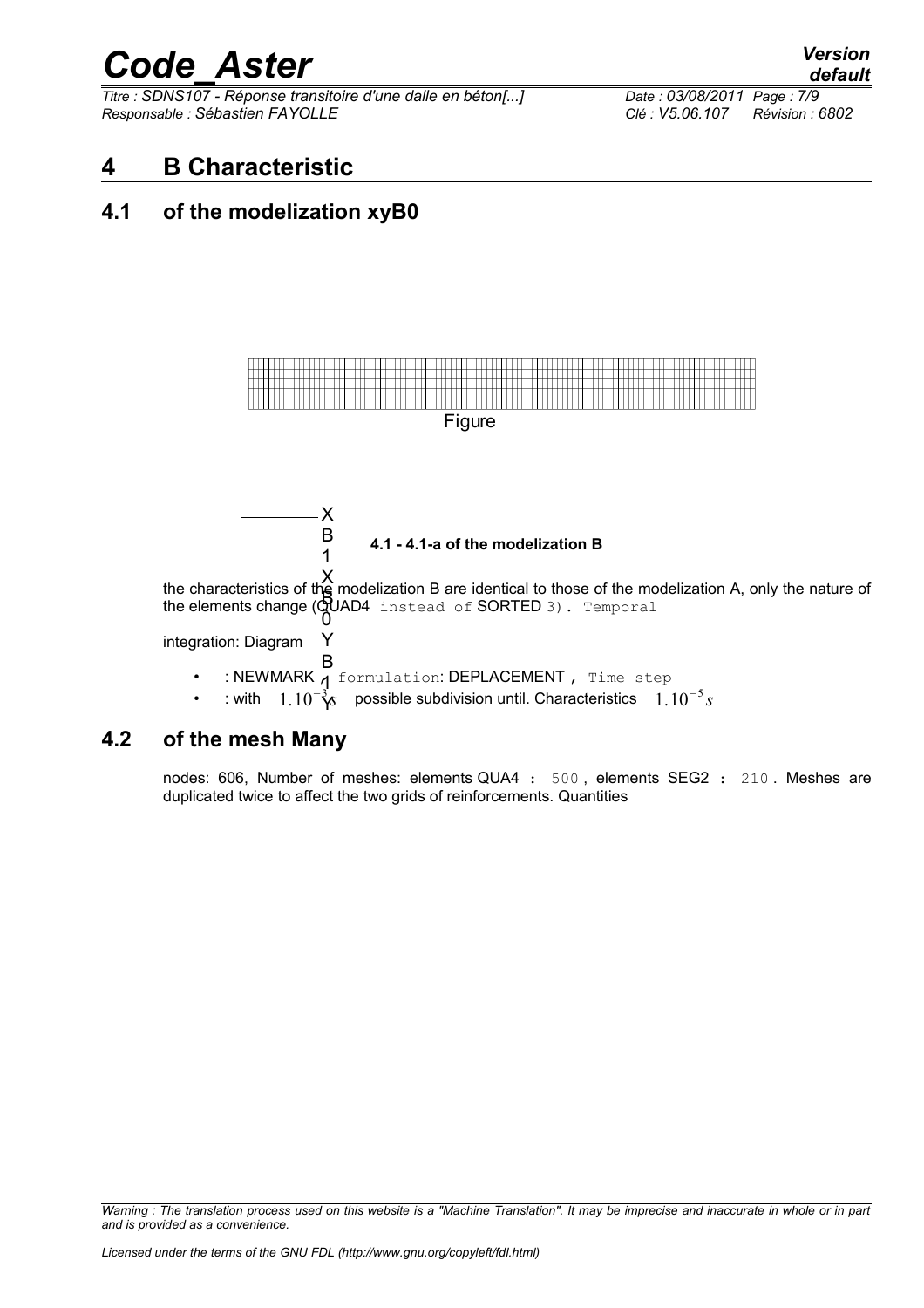# 4 B Characteristic

## 4.1 of the modelization xyB0

Figure

X
B
1

**4.1 - 4.1-a of the modelization B**

X
B
0
Y
B
1
Y

the characteristics of the modelization B are identical to those of the modelization A, only the nature of the elements change (QUAD4 instead of SORTED 3). Temporal

integration: Diagram

- : NEWMARK formulation: DEPLACEMENT , Time step
- : with $1.10^{-3} s$ possible subdivision until. Characteristics $1.10^{-5} s$

## 4.2 of the mesh Many

nodes: 606, Number of meshes: elements QUA4 : 500 , elements SEG2 : 210 . Meshes are duplicated twice to affect the two grids of reinforcements. Quantities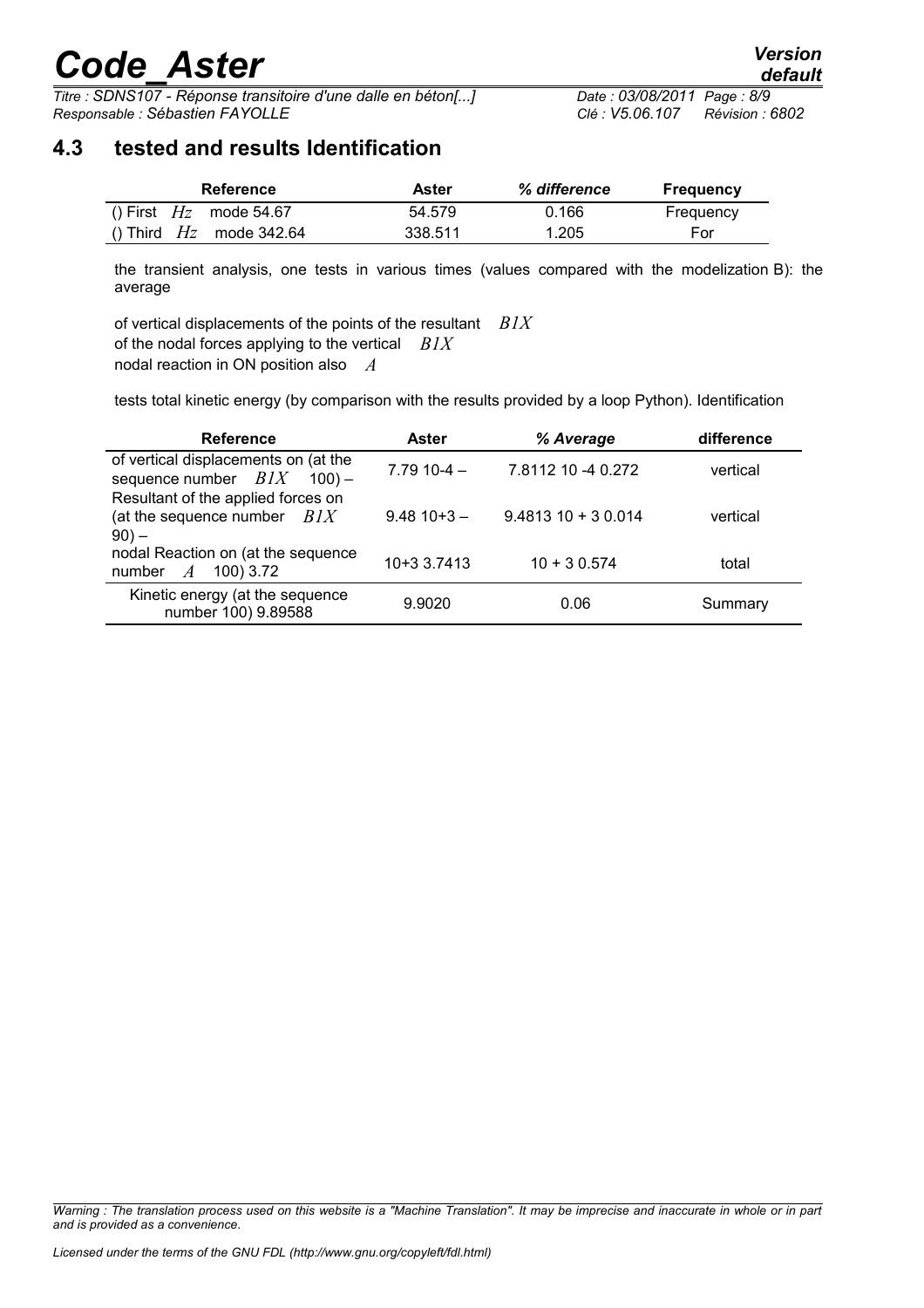## 4.3 tested and results Identification

| Reference | Aster | % difference | Frequency |
|---|---|---|---|
| () First $Hz$ mode 54.67 | 54.579 | 0.166 | Frequency |
| () Third $Hz$ mode 342.64 | 338.511 | 1.205 | For |

the transient analysis, one tests in various times (values compared with the modelization B): the average

of vertical displacements of the points of the resultant $B1X$
of the nodal forces applying to the vertical $B1X$
nodal reaction in ON position also $A$

tests total kinetic energy (by comparison with the results provided by a loop Python). Identification

| Reference | Aster | % Average | difference |
|---|---|---|---|
| of vertical displacements on (at the sequence number $B1X$ 100) – | 7.79 10-4 – | 7.8112 10 -4 0.272 | vertical |
| Resultant of the applied forces on (at the sequence number $B1X$ 90) – | 9.48 10+3 – | 9.4813 10 + 3 0.014 | vertical |
| nodal Reaction on (at the sequence number $A$ 100) 3.72 | 10+3 3.7413 | 10 + 3 0.574 | total |
| Kinetic energy (at the sequence number 100) 9.89588 | 9.9020 | 0.06 | Summary |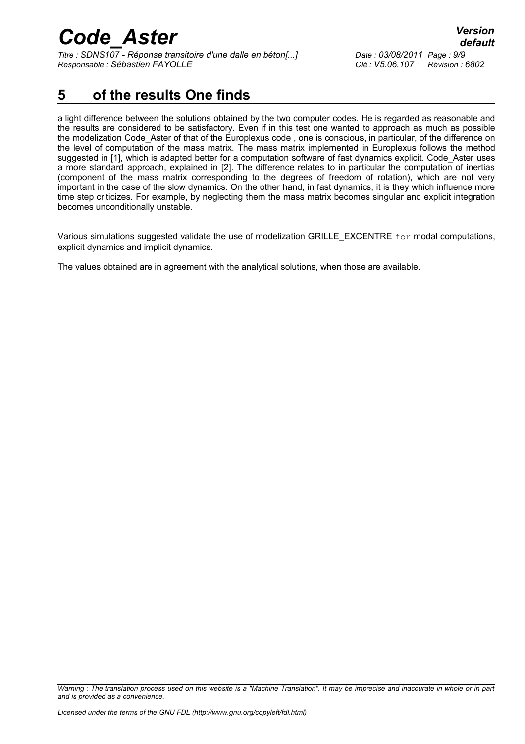# 5 of the results One finds

a light difference between the solutions obtained by the two computer codes. He is regarded as reasonable and the results are considered to be satisfactory. Even if in this test one wanted to approach as much as possible the modelization Code_Aster of that of the Europlexus code , one is conscious, in particular, of the difference on the level of computation of the mass matrix. The mass matrix implemented in Europlexus follows the method suggested in [1], which is adapted better for a computation software of fast dynamics explicit. Code_Aster uses a more standard approach, explained in [2]. The difference relates to in particular the computation of inertias (component of the mass matrix corresponding to the degrees of freedom of rotation), which are not very important in the case of the slow dynamics. On the other hand, in fast dynamics, it is they which influence more time step criticizes. For example, by neglecting them the mass matrix becomes singular and explicit integration becomes unconditionally unstable.

Various simulations suggested validate the use of modelization GRILLE_EXCENTRE `for` modal computations, explicit dynamics and implicit dynamics.

The values obtained are in agreement with the analytical solutions, when those are available.